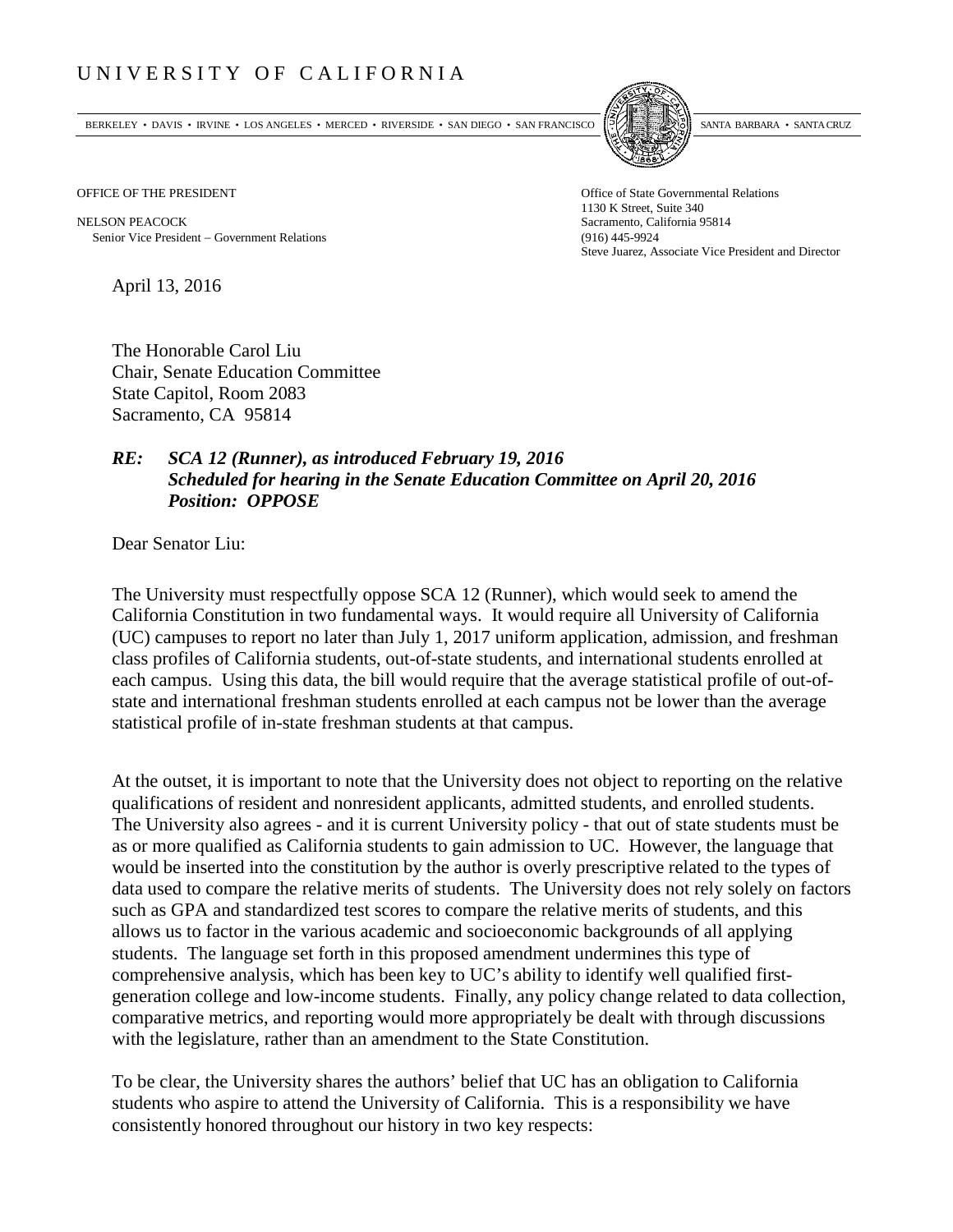# UNIVERSITY OF CALIFORNIA

BERKELEY • DAVIS • IRVINE • LOS ANGELES • MERCED • RIVERSIDE • SAN DIEGO • SAN FRANCISCO    SANTA BARBARA • SANTA CRUZ

OFFICE OF THE PRESIDENT

NELSON PEACOCK
Senior Vice President – Government Relations

Office of State Governmental Relations
1130 K Street, Suite 340
Sacramento, California 95814
(916) 445-9924
Steve Juarez, Associate Vice President and Director

April 13, 2016

The Honorable Carol Liu
Chair, Senate Education Committee
State Capitol, Room 2083
Sacramento, CA 95814

***RE: SCA 12 (Runner), as introduced February 19, 2016***
***Scheduled for hearing in the Senate Education Committee on April 20, 2016***
***Position: OPPOSE***

Dear Senator Liu:

The University must respectfully oppose SCA 12 (Runner), which would seek to amend the California Constitution in two fundamental ways. It would require all University of California (UC) campuses to report no later than July 1, 2017 uniform application, admission, and freshman class profiles of California students, out-of-state students, and international students enrolled at each campus. Using this data, the bill would require that the average statistical profile of out-of-state and international freshman students enrolled at each campus not be lower than the average statistical profile of in-state freshman students at that campus.

At the outset, it is important to note that the University does not object to reporting on the relative qualifications of resident and nonresident applicants, admitted students, and enrolled students. The University also agrees - and it is current University policy - that out of state students must be as or more qualified as California students to gain admission to UC. However, the language that would be inserted into the constitution by the author is overly prescriptive related to the types of data used to compare the relative merits of students. The University does not rely solely on factors such as GPA and standardized test scores to compare the relative merits of students, and this allows us to factor in the various academic and socioeconomic backgrounds of all applying students. The language set forth in this proposed amendment undermines this type of comprehensive analysis, which has been key to UC's ability to identify well qualified first-generation college and low-income students. Finally, any policy change related to data collection, comparative metrics, and reporting would more appropriately be dealt with through discussions with the legislature, rather than an amendment to the State Constitution.

To be clear, the University shares the authors' belief that UC has an obligation to California students who aspire to attend the University of California. This is a responsibility we have consistently honored throughout our history in two key respects: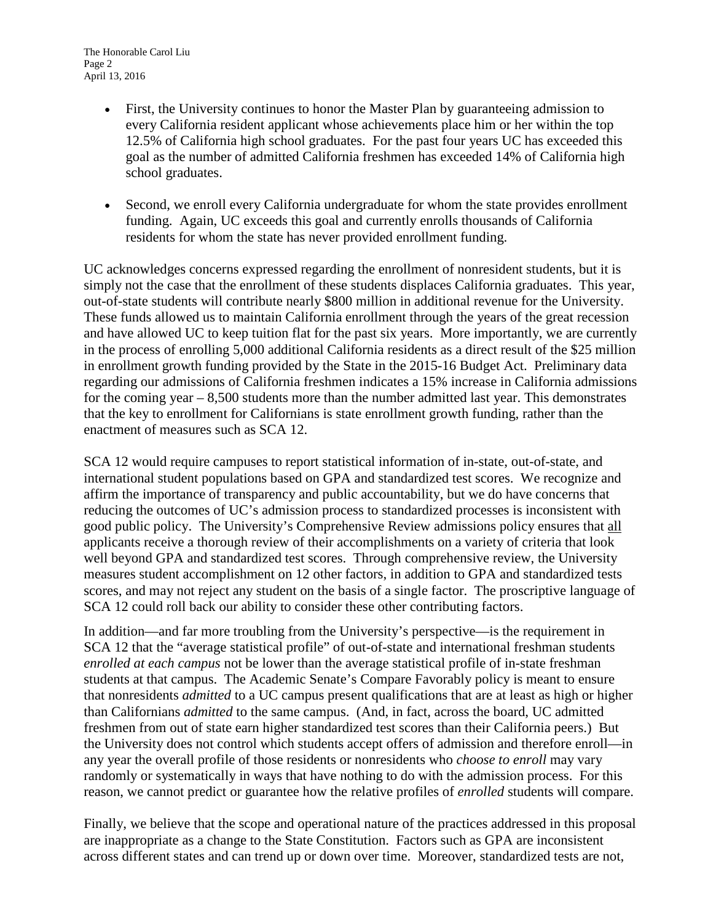- First, the University continues to honor the Master Plan by guaranteeing admission to every California resident applicant whose achievements place him or her within the top 12.5% of California high school graduates. For the past four years UC has exceeded this goal as the number of admitted California freshmen has exceeded 14% of California high school graduates.

- Second, we enroll every California undergraduate for whom the state provides enrollment funding. Again, UC exceeds this goal and currently enrolls thousands of California residents for whom the state has never provided enrollment funding.

UC acknowledges concerns expressed regarding the enrollment of nonresident students, but it is simply not the case that the enrollment of these students displaces California graduates. This year, out-of-state students will contribute nearly $800 million in additional revenue for the University. These funds allowed us to maintain California enrollment through the years of the great recession and have allowed UC to keep tuition flat for the past six years. More importantly, we are currently in the process of enrolling 5,000 additional California residents as a direct result of the $25 million in enrollment growth funding provided by the State in the 2015-16 Budget Act. Preliminary data regarding our admissions of California freshmen indicates a 15% increase in California admissions for the coming year – 8,500 students more than the number admitted last year. This demonstrates that the key to enrollment for Californians is state enrollment growth funding, rather than the enactment of measures such as SCA 12.

SCA 12 would require campuses to report statistical information of in-state, out-of-state, and international student populations based on GPA and standardized test scores. We recognize and affirm the importance of transparency and public accountability, but we do have concerns that reducing the outcomes of UC's admission process to standardized processes is inconsistent with good public policy. The University's Comprehensive Review admissions policy ensures that <u>all</u> applicants receive a thorough review of their accomplishments on a variety of criteria that look well beyond GPA and standardized test scores. Through comprehensive review, the University measures student accomplishment on 12 other factors, in addition to GPA and standardized tests scores, and may not reject any student on the basis of a single factor. The proscriptive language of SCA 12 could roll back our ability to consider these other contributing factors.

In addition—and far more troubling from the University's perspective—is the requirement in SCA 12 that the "average statistical profile" of out-of-state and international freshman students *enrolled at each campus* not be lower than the average statistical profile of in-state freshman students at that campus. The Academic Senate's Compare Favorably policy is meant to ensure that nonresidents *admitted* to a UC campus present qualifications that are at least as high or higher than Californians *admitted* to the same campus. (And, in fact, across the board, UC admitted freshmen from out of state earn higher standardized test scores than their California peers.) But the University does not control which students accept offers of admission and therefore enroll—in any year the overall profile of those residents or nonresidents who *choose to enroll* may vary randomly or systematically in ways that have nothing to do with the admission process. For this reason, we cannot predict or guarantee how the relative profiles of *enrolled* students will compare.

Finally, we believe that the scope and operational nature of the practices addressed in this proposal are inappropriate as a change to the State Constitution. Factors such as GPA are inconsistent across different states and can trend up or down over time. Moreover, standardized tests are not,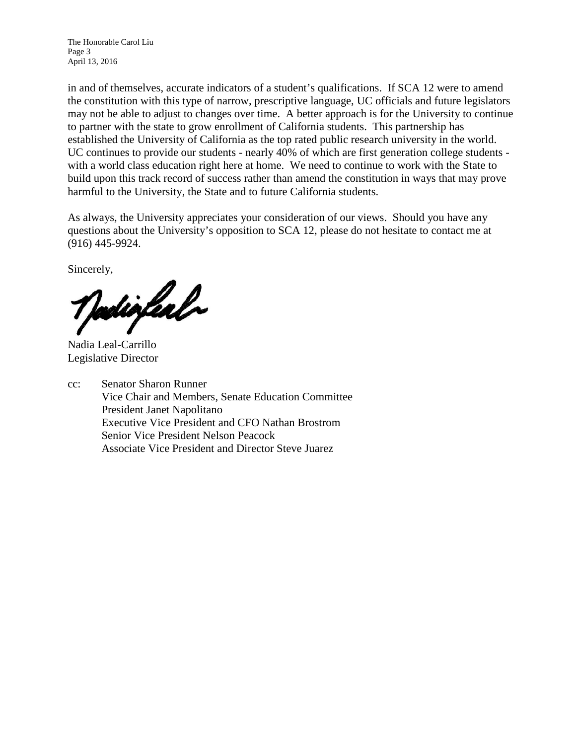in and of themselves, accurate indicators of a student's qualifications. If SCA 12 were to amend the constitution with this type of narrow, prescriptive language, UC officials and future legislators may not be able to adjust to changes over time. A better approach is for the University to continue to partner with the state to grow enrollment of California students. This partnership has established the University of California as the top rated public research university in the world. UC continues to provide our students - nearly 40% of which are first generation college students - with a world class education right here at home. We need to continue to work with the State to build upon this track record of success rather than amend the constitution in ways that may prove harmful to the University, the State and to future California students.

As always, the University appreciates your consideration of our views. Should you have any questions about the University's opposition to SCA 12, please do not hesitate to contact me at (916) 445-9924.

Sincerely,

Nadia Leal-Carrillo
Legislative Director

cc: Senator Sharon Runner
Vice Chair and Members, Senate Education Committee
President Janet Napolitano
Executive Vice President and CFO Nathan Brostrom
Senior Vice President Nelson Peacock
Associate Vice President and Director Steve Juarez